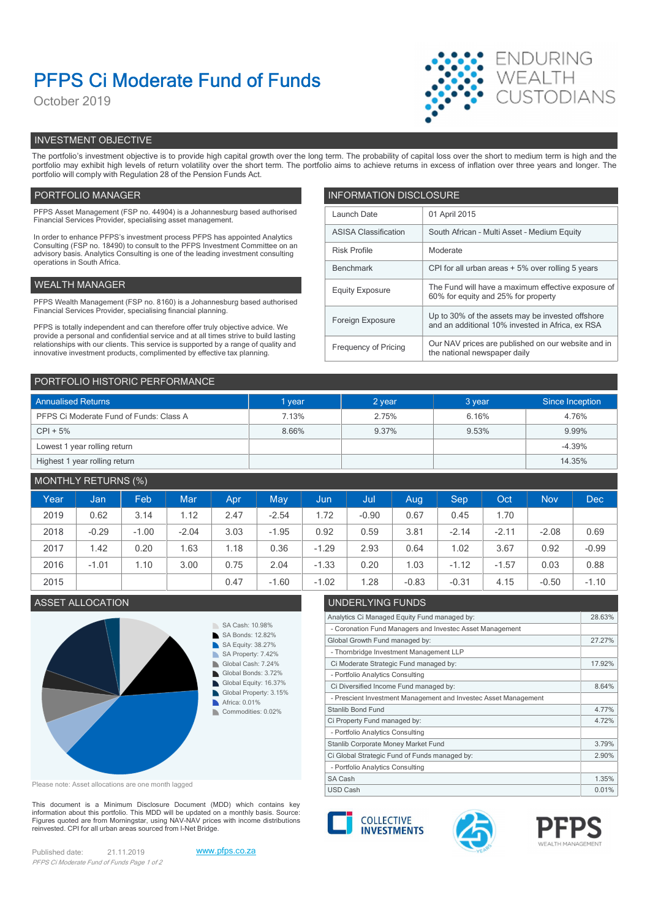# PFPS Ci Moderate Fund of Funds

October 2019

ENDURING WEALTH CUSTODIANS

## INVESTMENT OBJECTIVE

The portfolio's investment objective is to provide high capital growth over the long term. The probability of capital loss over the short to medium term is high and the portfolio may exhibit high levels of return volatility over the short term. The portfolio aims to achieve returns in excess of inflation over three years and longer. The portfolio will comply with Regulation 28 of the Pension Funds Act.

## PORTFOLIO MANAGER

PFPS Asset Management (FSP no. 44904) is a Johannesburg based authorised Financial Services Provider, specialising asset management.

In order to enhance PFPS's investment process PFPS has appointed Analytics Consulting (FSP no. 18490) to consult to the PFPS Investment Committee on an advisory basis. Analytics Consulting is one of the leading investment consulting operations in South Africa.

## WEALTH MANAGER

PFPS Wealth Management (FSP no. 8160) is a Johannesburg based authorised Financial Services Provider, specialising financial planning.

PFPS is totally independent and can therefore offer truly objective advice. We provide a personal and confidential service and at all times strive to build lasting relationships with our clients. This service is supported by a range of quality and innovative investment products, complimented by effective tax planning.

## INFORMATION DISCLOSURE

| | |
|---|---|
| Launch Date | 01 April 2015 |
| ASISA Classification | South African - Multi Asset - Medium Equity |
| Risk Profile | Moderate |
| Benchmark | CPI for all urban areas + 5% over rolling 5 years |
| Equity Exposure | The Fund will have a maximum effective exposure of 60% for equity and 25% for property |
| Foreign Exposure | Up to 30% of the assets may be invested offshore and an additional 10% invested in Africa, ex RSA |
| Frequency of Pricing | Our NAV prices are published on our website and in the national newspaper daily |

## PORTFOLIO HISTORIC PERFORMANCE

| Annualised Returns | 1 year | 2 year | 3 year | Since Inception |
|---|---|---|---|---|
| PFPS Ci Moderate Fund of Funds: Class A | 7.13% | 2.75% | 6.16% | 4.76% |
| CPI + 5% | 8.66% | 9.37% | 9.53% | 9.99% |
| Lowest 1 year rolling return | | | | -4.39% |
| Highest 1 year rolling return | | | | 14.35% |

## MONTHLY RETURNS (%)

| Year | Jan | Feb | Mar | Apr | May | Jun | Jul | Aug | Sep | Oct | Nov | Dec |
|---|---|---|---|---|---|---|---|---|---|---|---|---|
| 2019 | 0.62 | 3.14 | 1.12 | 2.47 | -2.54 | 1.72 | -0.90 | 0.67 | 0.45 | 1.70 | | |
| 2018 | -0.29 | -1.00 | -2.04 | 3.03 | -1.95 | 0.92 | 0.59 | 3.81 | -2.14 | -2.11 | -2.08 | 0.69 |
| 2017 | 1.42 | 0.20 | 1.63 | 1.18 | 0.36 | -1.29 | 2.93 | 0.64 | 1.02 | 3.67 | 0.92 | -0.99 |
| 2016 | -1.01 | 1.10 | 3.00 | 0.75 | 2.04 | -1.33 | 0.20 | 1.03 | -1.12 | -1.57 | 0.03 | 0.88 |
| 2015 | | | | 0.47 | -1.60 | -1.02 | 1.28 | -0.83 | -0.31 | 4.15 | -0.50 | -1.10 |

## ASSET ALLOCATION

- SA Cash: 10.98%
- SA Bonds: 12.82%
- SA Equity: 38.27%
- SA Property: 7.42%
- Global Cash: 7.24%
- Global Bonds: 3.72%
- Global Equity: 16.37%
- Global Property: 3.15%
- Africa: 0.01%
- Commodities: 0.02%

Please note: Asset allocations are one month lagged

## UNDERLYING FUNDS

| | |
|---|---|
| Analytics Ci Managed Equity Fund managed by: | 28.63% |
| - Coronation Fund Managers and Investec Asset Management | |
| Global Growth Fund managed by: | 27.27% |
| - Thornbridge Investment Management LLP | |
| Ci Moderate Strategic Fund managed by: | 17.92% |
| - Portfolio Analytics Consulting | |
| Ci Diversified Income Fund managed by: | 8.64% |
| - Prescient Investment Management and Investec Asset Management | |
| Stanlib Bond Fund | 4.77% |
| Ci Property Fund managed by: | 4.72% |
| - Portfolio Analytics Consulting | |
| Stanlib Corporate Money Market Fund | 3.79% |
| Ci Global Strategic Fund of Funds managed by: | 2.90% |
| - Portfolio Analytics Consulting | |
| SA Cash | 1.35% |
| USD Cash | 0.01% |

This document is a Minimum Disclosure Document (MDD) which contains key information about this portfolio. This MDD will be updated on a monthly basis. Source: Figures quoted are from Morningstar, using NAV-NAV prices with income distributions reinvested. CPI for all urban areas sourced from I-Net Bridge.

COLLECTIVE INVESTMENTS

PFPS WEALTH MANAGEMENT

Published date: 21.11.2019

www.pfps.co.za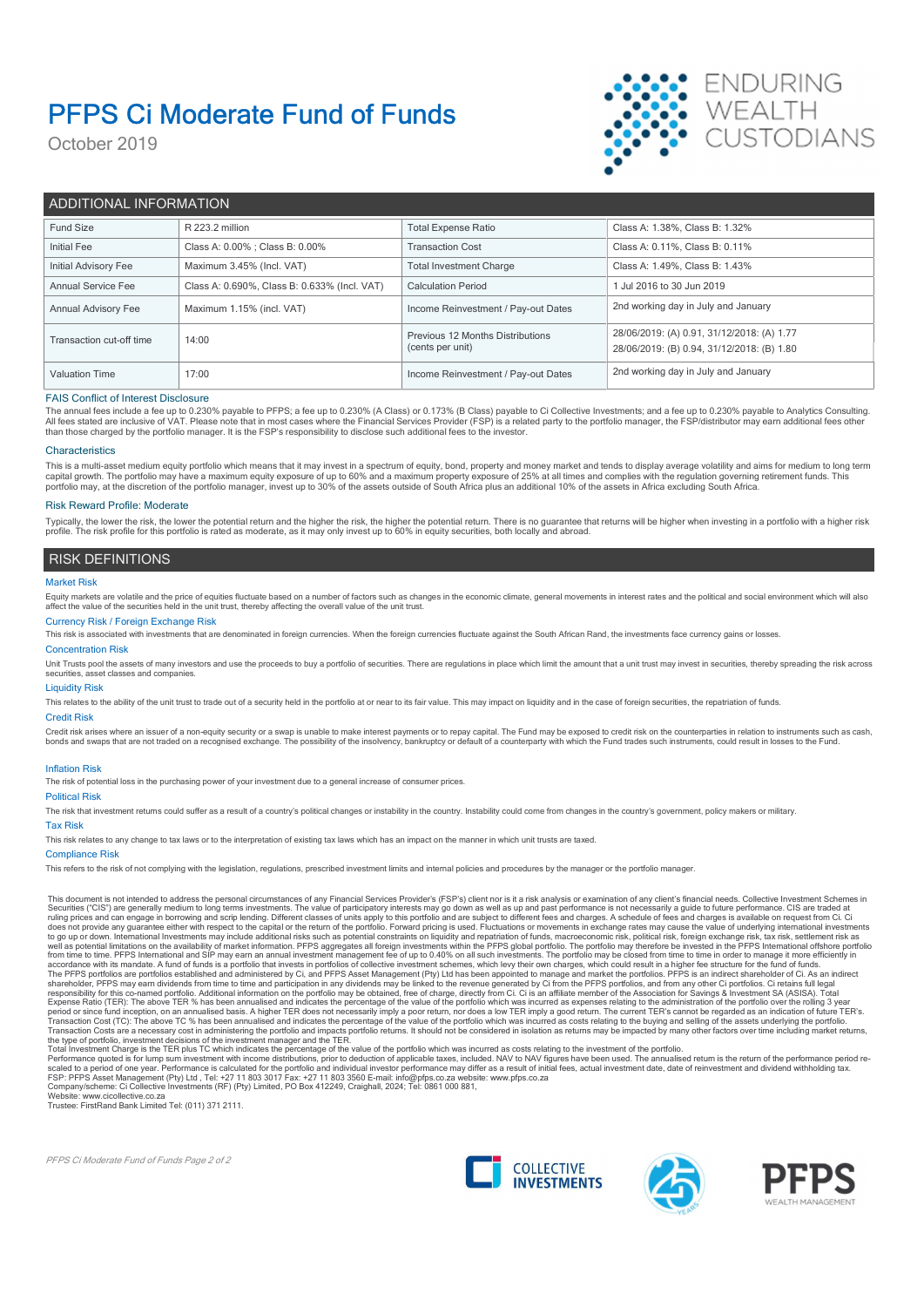# PFPS Ci Moderate Fund of Funds

October 2019

ENDURING WEALTH CUSTODIANS

## ADDITIONAL INFORMATION

| | | | |
|---|---|---|---|
| Fund Size | R 223.2 million | Total Expense Ratio | Class A: 1.38%, Class B: 1.32% |
| Initial Fee | Class A: 0.00% ; Class B: 0.00% | Transaction Cost | Class A: 0.11%, Class B: 0.11% |
| Initial Advisory Fee | Maximum 3.45% (Incl. VAT) | Total Investment Charge | Class A: 1.49%, Class B: 1.43% |
| Annual Service Fee | Class A: 0.690%, Class B: 0.633% (Incl. VAT) | Calculation Period | 1 Jul 2016 to 30 Jun 2019 |
| Annual Advisory Fee | Maximum 1.15% (incl. VAT) | Income Reinvestment / Pay-out Dates | 2nd working day in July and January |
| Transaction cut-off time | 14:00 | Previous 12 Months Distributions (cents per unit) | 28/06/2019: (A) 0.91, 31/12/2018: (A) 1.77<br>28/06/2019: (B) 0.94, 31/12/2018: (B) 1.80 |
| Valuation Time | 17:00 | Income Reinvestment / Pay-out Dates | 2nd working day in July and January |

### FAIS Conflict of Interest Disclosure

The annual fees include a fee up to 0.230% payable to PFPS; a fee up to 0.230% (A Class) or 0.173% (B Class) payable to Ci Collective Investments; and a fee up to 0.230% payable to Analytics Consulting. All fees stated are inclusive of VAT. Please note that in most cases where the Financial Services Provider (FSP) is a related party to the portfolio manager, the FSP/distributor may earn additional fees other than those charged by the portfolio manager. It is the FSP's responsibility to disclose such additional fees to the investor.

### Characteristics

This is a multi-asset medium equity portfolio which means that it may invest in a spectrum of equity, bond, property and money market and tends to display average volatility and aims for medium to long term capital growth. The portfolio may have a maximum equity exposure of up to 60% and a maximum property exposure of 25% at all times and complies with the regulation governing retirement funds. This portfolio may, at the discretion of the portfolio manager, invest up to 30% of the assets outside of South Africa plus an additional 10% of the assets in Africa excluding South Africa.

### Risk Reward Profile: Moderate

Typically, the lower the risk, the lower the potential return and the higher the risk, the higher the potential return. There is no guarantee that returns will be higher when investing in a portfolio with a higher risk profile. The risk profile for this portfolio is rated as moderate, as it may only invest up to 60% in equity securities, both locally and abroad.

## RISK DEFINITIONS

### Market Risk

Equity markets are volatile and the price of equities fluctuate based on a number of factors such as changes in the economic climate, general movements in interest rates and the political and social environment which will also affect the value of the securities held in the unit trust, thereby affecting the overall value of the unit trust.

### Currency Risk / Foreign Exchange Risk

This risk is associated with investments that are denominated in foreign currencies. When the foreign currencies fluctuate against the South African Rand, the investments face currency gains or losses.

### Concentration Risk

Unit Trusts pool the assets of many investors and use the proceeds to buy a portfolio of securities. There are regulations in place which limit the amount that a unit trust may invest in securities, thereby spreading the risk across securities, asset classes and companies.

### Liquidity Risk

This relates to the ability of the unit trust to trade out of a security held in the portfolio at or near to its fair value. This may impact on liquidity and in the case of foreign securities, the repatriation of funds.

### Credit Risk

Credit risk arises where an issuer of a non-equity security or a swap is unable to make interest payments or to repay capital. The Fund may be exposed to credit risk on the counterparties in relation to instruments such as cash, bonds and swaps that are not traded on a recognised exchange. The possibility of the insolvency, bankruptcy or default of a counterparty with which the Fund trades such instruments, could result in losses to the Fund.

### Inflation Risk

The risk of potential loss in the purchasing power of your investment due to a general increase of consumer prices.

### Political Risk

The risk that investment returns could suffer as a result of a country's political changes or instability in the country. Instability could come from changes in the country's government, policy makers or military.

### Tax Risk

This risk relates to any change to tax laws or to the interpretation of existing tax laws which has an impact on the manner in which unit trusts are taxed.

### Compliance Risk

This refers to the risk of not complying with the legislation, regulations, prescribed investment limits and internal policies and procedures by the manager or the portfolio manager.

This document is not intended to address the personal circumstances of any Financial Services Provider's (FSP's) client nor is it a risk analysis or examination of any client's financial needs. Collective Investment Schemes in Securities ("CIS") are generally medium to long terms investments. The value of participatory interests may go down as well as up and past performance is not necessarily a guide to future performance. CIS are traded at ruling prices and can engage in borrowing and scrip lending. Different classes of units apply to this portfolio and are subject to different fees and charges. A schedule of fees and charges is available on request from Ci. Ci does not provide any guarantee either with respect to the capital or the return of the portfolio. Forward pricing is used. Fluctuations or movements in exchange rates may cause the value of underlying international investments to go up or down. International Investments may include additional risks such as potential constraints on liquidity and repatriation of funds, macroeconomic risk, political risk, foreign exchange risk, tax risk, settlement risk as well as potential limitations on the availability of market information. PFPS aggregates all foreign investments within the PFPS global portfolio. The portfolio may therefore be invested in the PFPS International offshore portfolio from time to time. PFPS International and SIP may earn an annual investment management fee of up to 0.40% on all such investments. The portfolio may be closed from time to time in order to manage it more efficiently in accordance with its mandate. A fund of funds is a portfolio that invests in portfolios of collective investment schemes, which levy their own charges, which could result in a higher fee structure for the fund of funds.
The PFPS portfolios are portfolios established and administered by Ci, and PFPS Asset Management (Pty) Ltd has been appointed to manage and market the portfolios. PFPS is an indirect shareholder of Ci. As an indirect shareholder, PFPS may earn dividends from time to time and participation in any dividends may be linked to the revenue generated by Ci from the PFPS portfolios, and from any other Ci portfolios. Ci retains full legal responsibility for this co-named portfolio. Additional information on the portfolio may be obtained, free of charge, directly from Ci. Ci is an affiliate member of the Association for Savings & Investment SA (ASISA). Total Expense Ratio (TER): The above TER % has been annualised and indicates the percentage of the value of the portfolio which was incurred as expenses relating to the administration of the portfolio over the rolling 3 year period or since fund inception, on an annualised basis. A higher TER does not necessarily imply a poor return, nor does a low TER imply a good return. The current TER's cannot be regarded as an indication of future TER's. Transaction Cost (TC): The above TC % has been annualised and indicates the percentage of the value of the portfolio which was incurred as costs relating to the buying and selling of the assets underlying the portfolio. Transaction Costs are a necessary cost in administering the portfolio and impacts portfolio returns. It should not be considered in isolation as returns may be impacted by many other factors over time including market returns, the type of portfolio, investment decisions of the investment manager and the TER.
Total Investment Charge is the TER plus TC which indicates the percentage of the value of the portfolio which was incurred as costs relating to the investment of the portfolio.
Performance quoted is for lump sum investment with income distributions, prior to deduction of applicable taxes, included. NAV to NAV figures have been used. The annualised return is the return of the performance period re-scaled to a period of one year. Performance is calculated for the portfolio and individual investor performance may differ as a result of initial fees, actual investment date, date of reinvestment and dividend withholding tax.
FSP: PFPS Asset Management (Pty) Ltd , Tel: +27 11 803 3017 Fax: +27 11 803 3560 E-mail: info@pfps.co.za website: www.pfps.co.za
Company/scheme: Ci Collective Investments (RF) (Pty) Limited, PO Box 412249, Craighall, 2024; Tel: 0861 000 881,
Website: www.cicollective.co.za
Trustee: FirstRand Bank Limited Tel: (011) 371 2111.